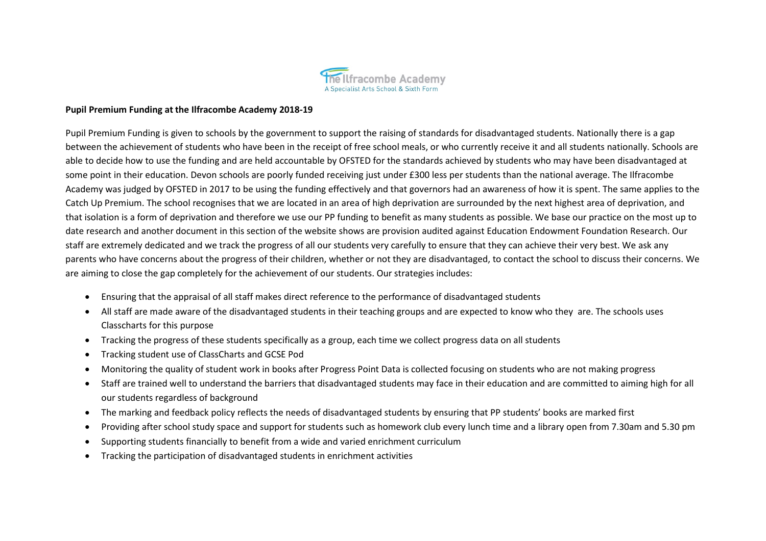The Ilfracombe Academy
A Specialist Arts School & Sixth Form

**Pupil Premium Funding at the Ilfracombe Academy 2018-19**

Pupil Premium Funding is given to schools by the government to support the raising of standards for disadvantaged students. Nationally there is a gap between the achievement of students who have been in the receipt of free school meals, or who currently receive it and all students nationally. Schools are able to decide how to use the funding and are held accountable by OFSTED for the standards achieved by students who may have been disadvantaged at some point in their education. Devon schools are poorly funded receiving just under £300 less per students than the national average. The Ilfracombe Academy was judged by OFSTED in 2017 to be using the funding effectively and that governors had an awareness of how it is spent. The same applies to the Catch Up Premium. The school recognises that we are located in an area of high deprivation are surrounded by the next highest area of deprivation, and that isolation is a form of deprivation and therefore we use our PP funding to benefit as many students as possible. We base our practice on the most up to date research and another document in this section of the website shows are provision audited against Education Endowment Foundation Research. Our staff are extremely dedicated and we track the progress of all our students very carefully to ensure that they can achieve their very best. We ask any parents who have concerns about the progress of their children, whether or not they are disadvantaged, to contact the school to discuss their concerns. We are aiming to close the gap completely for the achievement of our students. Our strategies includes:

- Ensuring that the appraisal of all staff makes direct reference to the performance of disadvantaged students
- All staff are made aware of the disadvantaged students in their teaching groups and are expected to know who they are. The schools uses Classcharts for this purpose
- Tracking the progress of these students specifically as a group, each time we collect progress data on all students
- Tracking student use of ClassCharts and GCSE Pod
- Monitoring the quality of student work in books after Progress Point Data is collected focusing on students who are not making progress
- Staff are trained well to understand the barriers that disadvantaged students may face in their education and are committed to aiming high for all our students regardless of background
- The marking and feedback policy reflects the needs of disadvantaged students by ensuring that PP students' books are marked first
- Providing after school study space and support for students such as homework club every lunch time and a library open from 7.30am and 5.30 pm
- Supporting students financially to benefit from a wide and varied enrichment curriculum
- Tracking the participation of disadvantaged students in enrichment activities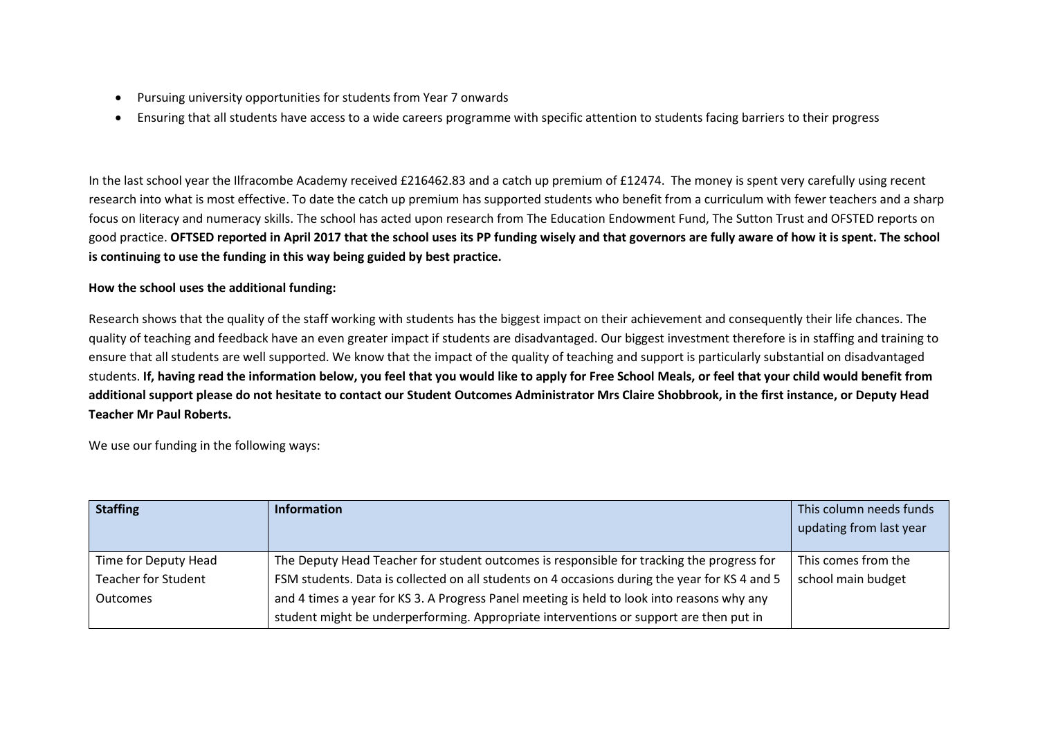- Pursuing university opportunities for students from Year 7 onwards
- Ensuring that all students have access to a wide careers programme with specific attention to students facing barriers to their progress

In the last school year the Ilfracombe Academy received £216462.83 and a catch up premium of £12474. The money is spent very carefully using recent research into what is most effective. To date the catch up premium has supported students who benefit from a curriculum with fewer teachers and a sharp focus on literacy and numeracy skills. The school has acted upon research from The Education Endowment Fund, The Sutton Trust and OFSTED reports on good practice. **OFTSED reported in April 2017 that the school uses its PP funding wisely and that governors are fully aware of how it is spent. The school is continuing to use the funding in this way being guided by best practice.**

**How the school uses the additional funding:**

Research shows that the quality of the staff working with students has the biggest impact on their achievement and consequently their life chances. The quality of teaching and feedback have an even greater impact if students are disadvantaged. Our biggest investment therefore is in staffing and training to ensure that all students are well supported. We know that the impact of the quality of teaching and support is particularly substantial on disadvantaged students. **If, having read the information below, you feel that you would like to apply for Free School Meals, or feel that your child would benefit from additional support please do not hesitate to contact our Student Outcomes Administrator Mrs Claire Shobbrook, in the first instance, or Deputy Head Teacher Mr Paul Roberts.**

We use our funding in the following ways:

| **Staffing** | **Information** | This column needs funds updating from last year |
|---|---|---|
| Time for Deputy Head Teacher for Student Outcomes | The Deputy Head Teacher for student outcomes is responsible for tracking the progress for FSM students. Data is collected on all students on 4 occasions during the year for KS 4 and 5 and 4 times a year for KS 3. A Progress Panel meeting is held to look into reasons why any student might be underperforming. Appropriate interventions or support are then put in | This comes from the school main budget |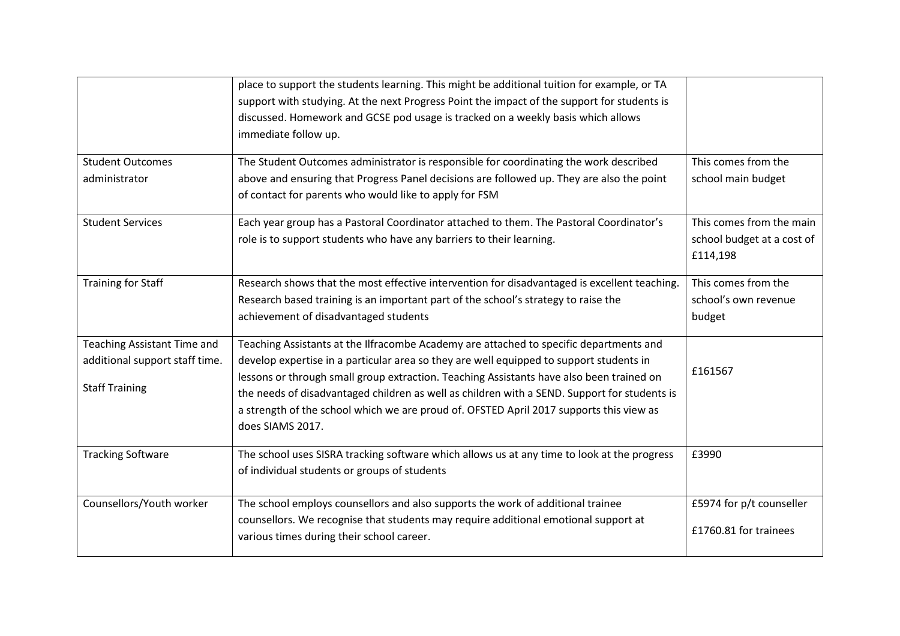| | | |
|---|---|---|
| | place to support the students learning. This might be additional tuition for example, or TA support with studying. At the next Progress Point the impact of the support for students is discussed. Homework and GCSE pod usage is tracked on a weekly basis which allows immediate follow up. | |
| Student Outcomes administrator | The Student Outcomes administrator is responsible for coordinating the work described above and ensuring that Progress Panel decisions are followed up. They are also the point of contact for parents who would like to apply for FSM | This comes from the school main budget |
| Student Services | Each year group has a Pastoral Coordinator attached to them. The Pastoral Coordinator's role is to support students who have any barriers to their learning. | This comes from the main school budget at a cost of £114,198 |
| Training for Staff | Research shows that the most effective intervention for disadvantaged is excellent teaching. Research based training is an important part of the school's strategy to raise the achievement of disadvantaged students | This comes from the school's own revenue budget |
| Teaching Assistant Time and additional support staff time.<br><br>Staff Training | Teaching Assistants at the Ilfracombe Academy are attached to specific departments and develop expertise in a particular area so they are well equipped to support students in lessons or through small group extraction. Teaching Assistants have also been trained on the needs of disadvantaged children as well as children with a SEND. Support for students is a strength of the school which we are proud of. OFSTED April 2017 supports this view as does SIAMS 2017. | £161567 |
| Tracking Software | The school uses SISRA tracking software which allows us at any time to look at the progress of individual students or groups of students | £3990 |
| Counsellors/Youth worker | The school employs counsellors and also supports the work of additional trainee counsellors. We recognise that students may require additional emotional support at various times during their school career. | £5974 for p/t counseller<br><br>£1760.81 for trainees |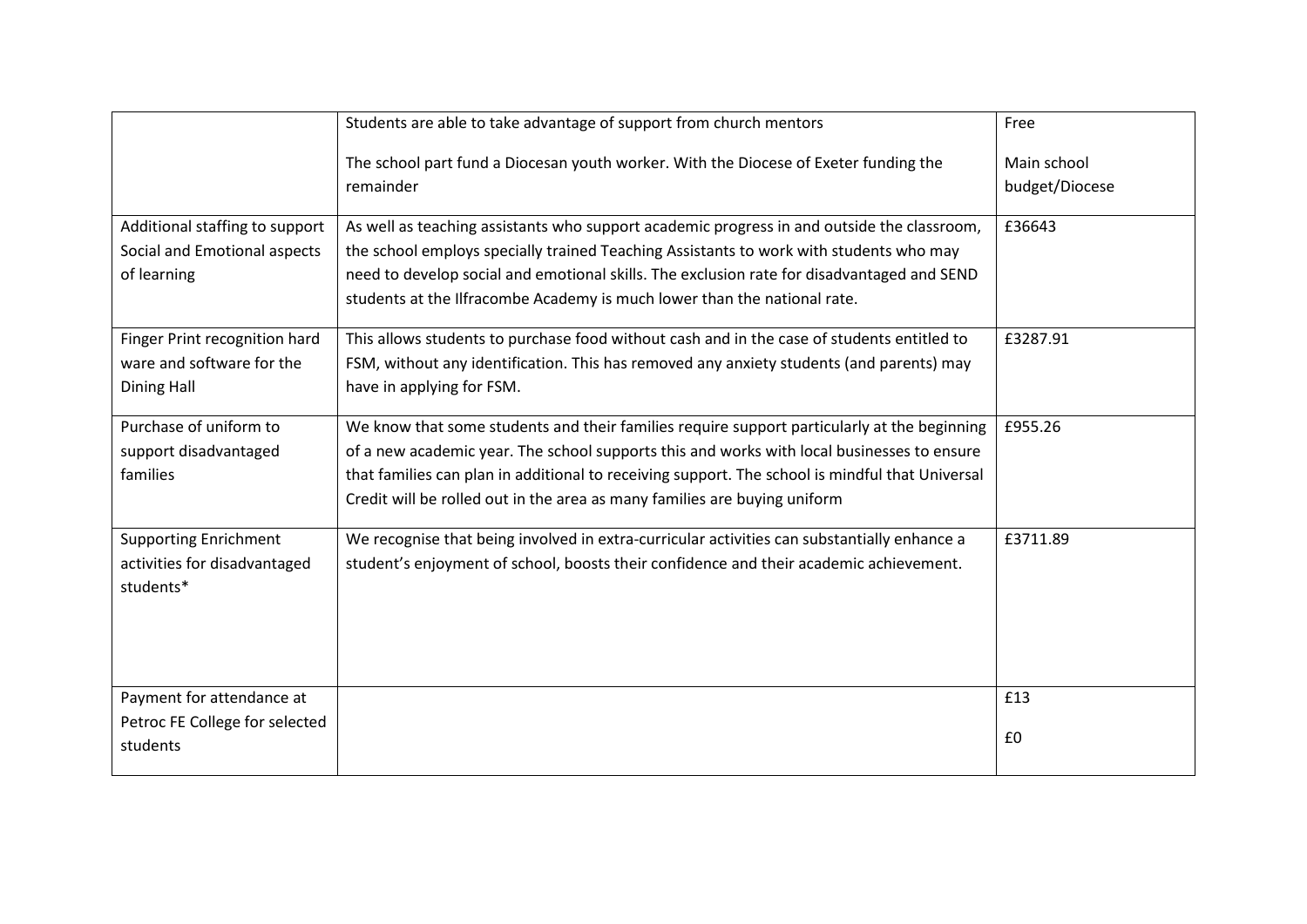| | | |
|---|---|---|
| | Students are able to take advantage of support from church mentors<br><br>The school part fund a Diocesan youth worker. With the Diocese of Exeter funding the remainder | Free<br><br>Main school budget/Diocese |
| Additional staffing to support Social and Emotional aspects of learning | As well as teaching assistants who support academic progress in and outside the classroom, the school employs specially trained Teaching Assistants to work with students who may need to develop social and emotional skills. The exclusion rate for disadvantaged and SEND students at the Ilfracombe Academy is much lower than the national rate. | £36643 |
| Finger Print recognition hard ware and software for the Dining Hall | This allows students to purchase food without cash and in the case of students entitled to FSM, without any identification. This has removed any anxiety students (and parents) may have in applying for FSM. | £3287.91 |
| Purchase of uniform to support disadvantaged families | We know that some students and their families require support particularly at the beginning of a new academic year. The school supports this and works with local businesses to ensure that families can plan in additional to receiving support. The school is mindful that Universal Credit will be rolled out in the area as many families are buying uniform | £955.26 |
| Supporting Enrichment activities for disadvantaged students* | We recognise that being involved in extra-curricular activities can substantially enhance a student's enjoyment of school, boosts their confidence and their academic achievement. | £3711.89 |
| Payment for attendance at Petroc FE College for selected students | | £13<br><br>£0 |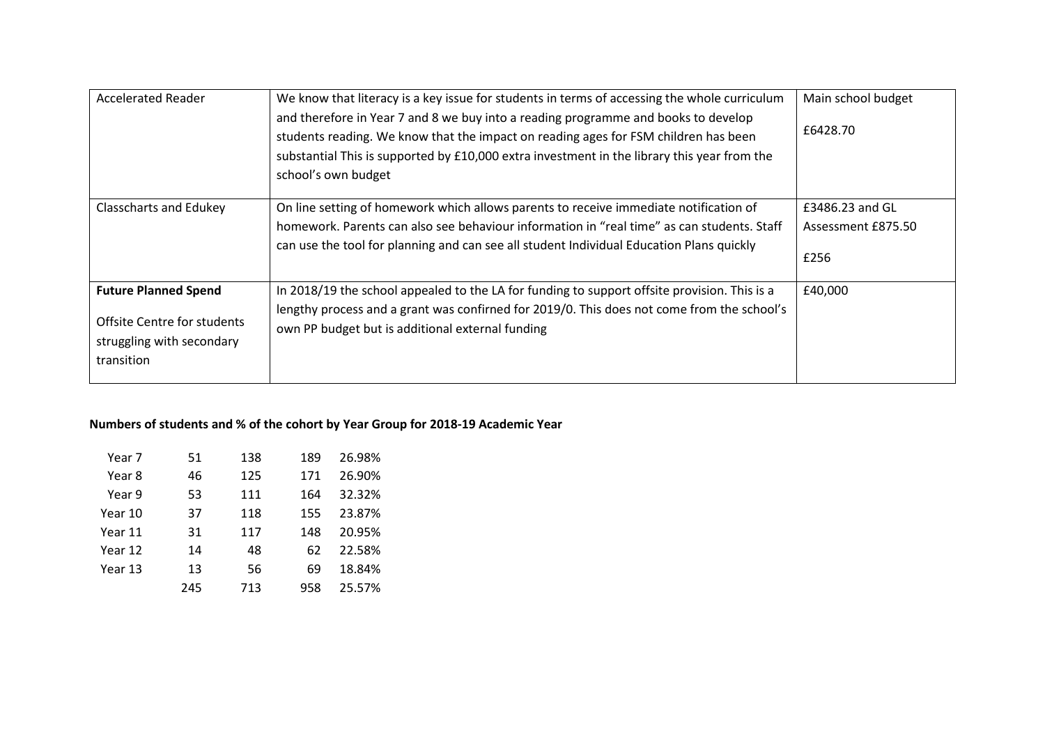| Accelerated Reader | We know that literacy is a key issue for students in terms of accessing the whole curriculum and therefore in Year 7 and 8 we buy into a reading programme and books to develop students reading. We know that the impact on reading ages for FSM children has been substantial This is supported by £10,000 extra investment in the library this year from the school's own budget | Main school budget<br><br>£6428.70 |
|---|---|---|
| Classcharts and Edukey | On line setting of homework which allows parents to receive immediate notification of homework. Parents can also see behaviour information in "real time" as can students. Staff can use the tool for planning and can see all student Individual Education Plans quickly | £3486.23 and GL Assessment £875.50<br><br>£256 |
| **Future Planned Spend**<br><br>Offsite Centre for students struggling with secondary transition | In 2018/19 the school appealed to the LA for funding to support offsite provision. This is a lengthy process and a grant was confirned for 2019/0. This does not come from the school's own PP budget but is additional external funding | £40,000 |

**Numbers of students and % of the cohort by Year Group for 2018-19 Academic Year**

| | | | | |
|---|---|---|---|---|
| Year 7 | 51 | 138 | 189 | 26.98% |
| Year 8 | 46 | 125 | 171 | 26.90% |
| Year 9 | 53 | 111 | 164 | 32.32% |
| Year 10 | 37 | 118 | 155 | 23.87% |
| Year 11 | 31 | 117 | 148 | 20.95% |
| Year 12 | 14 | 48 | 62 | 22.58% |
| Year 13 | 13 | 56 | 69 | 18.84% |
| | 245 | 713 | 958 | 25.57% |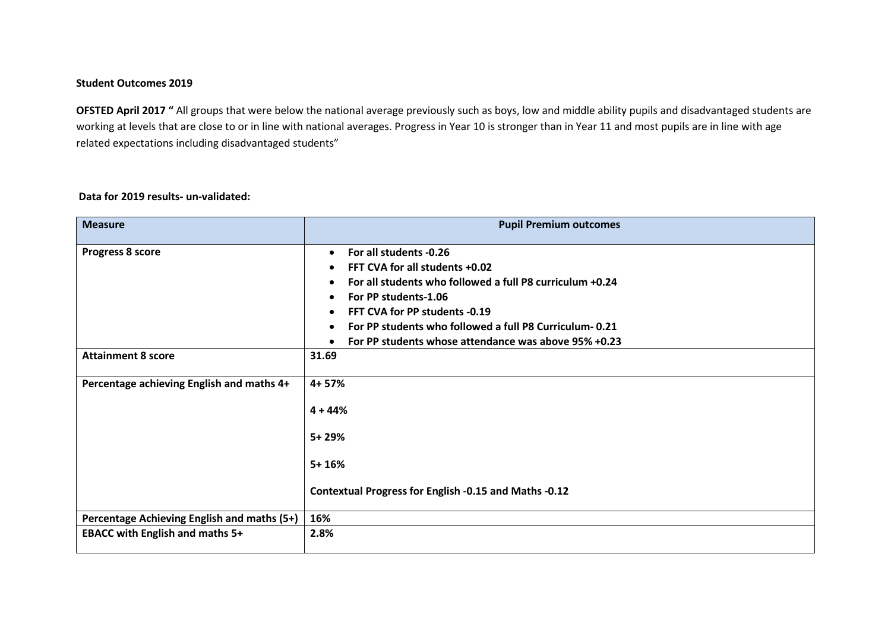**Student Outcomes 2019**

**OFSTED April 2017 "** All groups that were below the national average previously such as boys, low and middle ability pupils and disadvantaged students are working at levels that are close to or in line with national averages. Progress in Year 10 is stronger than in Year 11 and most pupils are in line with age related expectations including disadvantaged students"

**Data for 2019 results- un-validated:**

| **Measure** | **Pupil Premium outcomes** |
|---|---|
| **Progress 8 score** | • **For all students -0.26**<br>• **FFT CVA for all students +0.02**<br>• **For all students who followed a full P8 curriculum +0.24**<br>• **For PP students-1.06**<br>• **FFT CVA for PP students -0.19**<br>• **For PP students who followed a full P8 Curriculum- 0.21**<br>• **For PP students whose attendance was above 95% +0.23** |
| **Attainment 8 score** | **31.69** |
| **Percentage achieving English and maths 4+** | **4+ 57%**<br><br>**4 + 44%**<br><br>**5+ 29%**<br><br>**5+ 16%**<br><br>**Contextual Progress for English -0.15 and Maths -0.12** |
| **Percentage Achieving English and maths (5+)** | **16%** |
| **EBACC with English and maths 5+** | **2.8%** |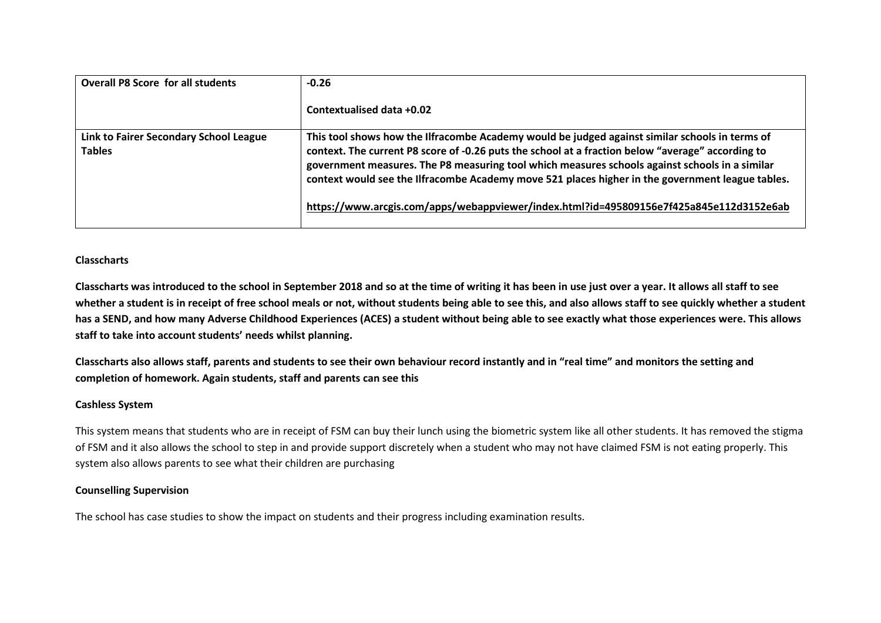| **Overall P8 Score for all students** | **-0.26**<br><br>**Contextualised data +0.02** |
|---|---|
| **Link to Fairer Secondary School League Tables** | **This tool shows how the Ilfracombe Academy would be judged against similar schools in terms of context. The current P8 score of -0.26 puts the school at a fraction below "average" according to government measures. The P8 measuring tool which measures schools against schools in a similar context would see the Ilfracombe Academy move 521 places higher in the government league tables.**<br><br>**https://www.arcgis.com/apps/webappviewer/index.html?id=495809156e7f425a845e112d3152e6ab** |

**Classcharts**

**Classcharts was introduced to the school in September 2018 and so at the time of writing it has been in use just over a year. It allows all staff to see whether a student is in receipt of free school meals or not, without students being able to see this, and also allows staff to see quickly whether a student has a SEND, and how many Adverse Childhood Experiences (ACES) a student without being able to see exactly what those experiences were. This allows staff to take into account students' needs whilst planning.**

**Classcharts also allows staff, parents and students to see their own behaviour record instantly and in "real time" and monitors the setting and completion of homework. Again students, staff and parents can see this**

**Cashless System**

This system means that students who are in receipt of FSM can buy their lunch using the biometric system like all other students. It has removed the stigma of FSM and it also allows the school to step in and provide support discretely when a student who may not have claimed FSM is not eating properly. This system also allows parents to see what their children are purchasing

**Counselling Supervision**

The school has case studies to show the impact on students and their progress including examination results.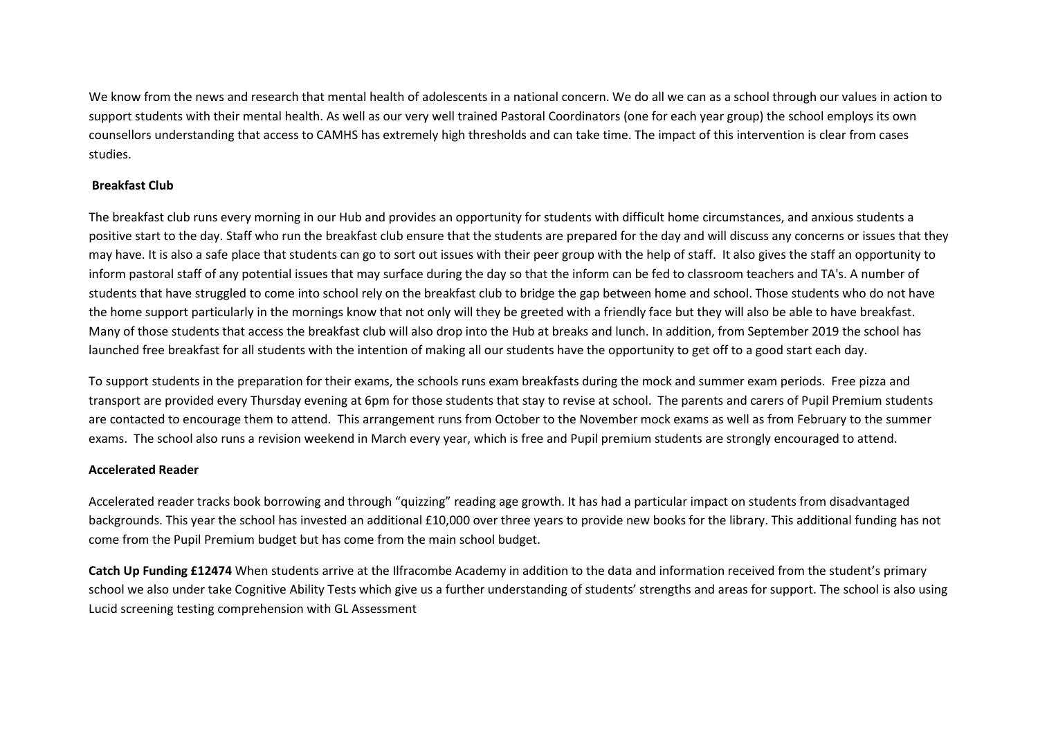We know from the news and research that mental health of adolescents in a national concern. We do all we can as a school through our values in action to support students with their mental health. As well as our very well trained Pastoral Coordinators (one for each year group) the school employs its own counsellors understanding that access to CAMHS has extremely high thresholds and can take time. The impact of this intervention is clear from cases studies.

**Breakfast Club**

The breakfast club runs every morning in our Hub and provides an opportunity for students with difficult home circumstances, and anxious students a positive start to the day. Staff who run the breakfast club ensure that the students are prepared for the day and will discuss any concerns or issues that they may have. It is also a safe place that students can go to sort out issues with their peer group with the help of staff. It also gives the staff an opportunity to inform pastoral staff of any potential issues that may surface during the day so that the inform can be fed to classroom teachers and TA's. A number of students that have struggled to come into school rely on the breakfast club to bridge the gap between home and school. Those students who do not have the home support particularly in the mornings know that not only will they be greeted with a friendly face but they will also be able to have breakfast. Many of those students that access the breakfast club will also drop into the Hub at breaks and lunch. In addition, from September 2019 the school has launched free breakfast for all students with the intention of making all our students have the opportunity to get off to a good start each day.

To support students in the preparation for their exams, the schools runs exam breakfasts during the mock and summer exam periods. Free pizza and transport are provided every Thursday evening at 6pm for those students that stay to revise at school. The parents and carers of Pupil Premium students are contacted to encourage them to attend. This arrangement runs from October to the November mock exams as well as from February to the summer exams. The school also runs a revision weekend in March every year, which is free and Pupil premium students are strongly encouraged to attend.

**Accelerated Reader**

Accelerated reader tracks book borrowing and through "quizzing" reading age growth. It has had a particular impact on students from disadvantaged backgrounds. This year the school has invested an additional £10,000 over three years to provide new books for the library. This additional funding has not come from the Pupil Premium budget but has come from the main school budget.

**Catch Up Funding £12474** When students arrive at the Ilfracombe Academy in addition to the data and information received from the student's primary school we also under take Cognitive Ability Tests which give us a further understanding of students' strengths and areas for support. The school is also using Lucid screening testing comprehension with GL Assessment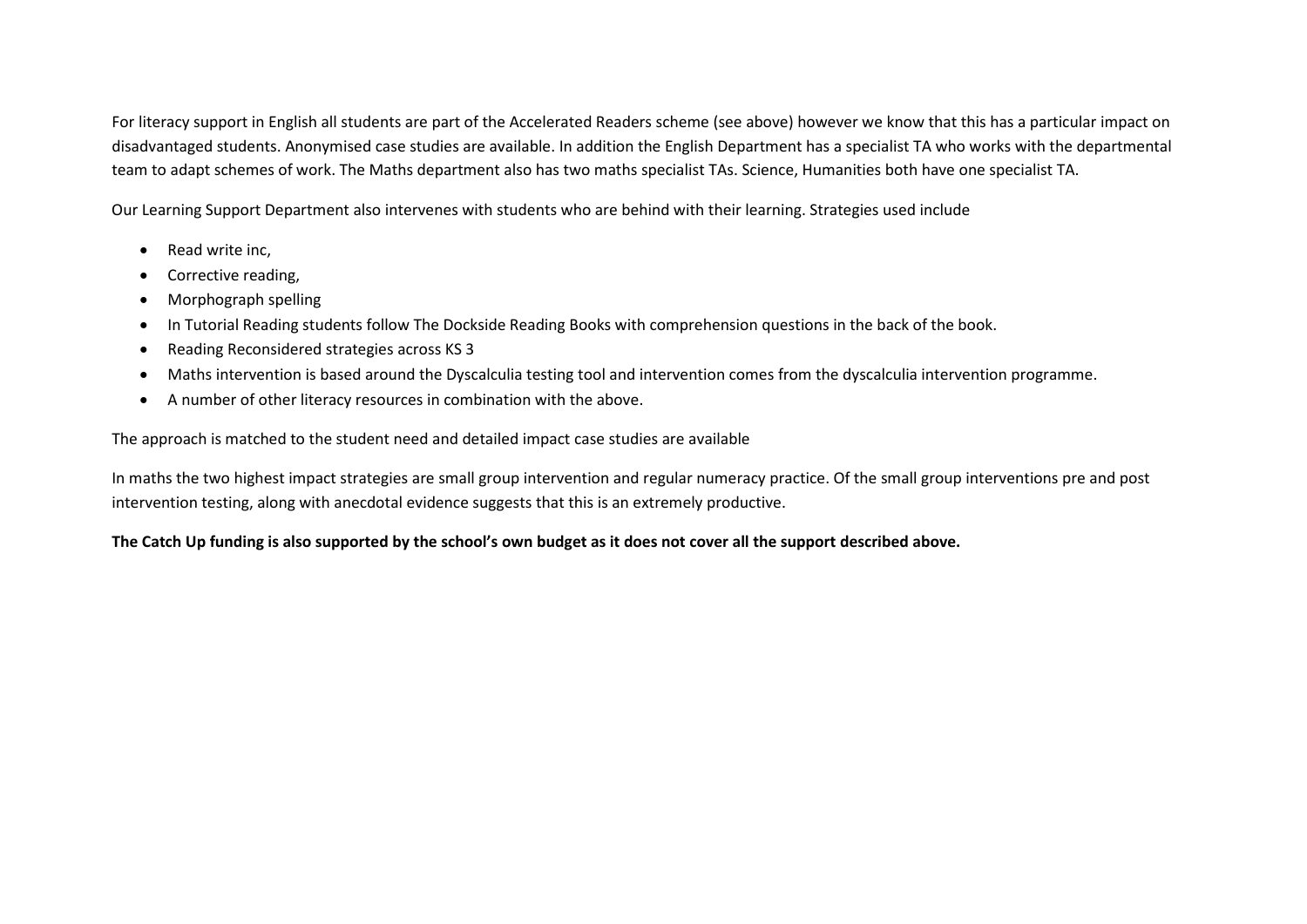For literacy support in English all students are part of the Accelerated Readers scheme (see above) however we know that this has a particular impact on disadvantaged students. Anonymised case studies are available. In addition the English Department has a specialist TA who works with the departmental team to adapt schemes of work. The Maths department also has two maths specialist TAs. Science, Humanities both have one specialist TA.

Our Learning Support Department also intervenes with students who are behind with their learning. Strategies used include

- Read write inc,
- Corrective reading,
- Morphograph spelling
- In Tutorial Reading students follow The Dockside Reading Books with comprehension questions in the back of the book.
- Reading Reconsidered strategies across KS 3
- Maths intervention is based around the Dyscalculia testing tool and intervention comes from the dyscalculia intervention programme.
- A number of other literacy resources in combination with the above.

The approach is matched to the student need and detailed impact case studies are available

In maths the two highest impact strategies are small group intervention and regular numeracy practice. Of the small group interventions pre and post intervention testing, along with anecdotal evidence suggests that this is an extremely productive.

**The Catch Up funding is also supported by the school's own budget as it does not cover all the support described above.**